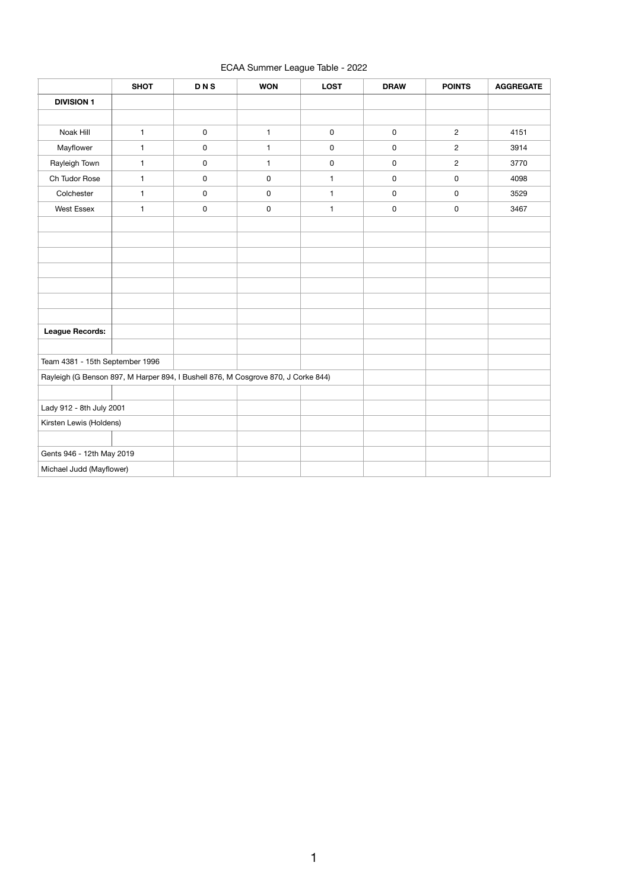ECAA Summer League Table - 2022

| | SHOT | D N S | WON | LOST | DRAW | POINTS | AGGREGATE |
|---|---|---|---|---|---|---|---|
| **DIVISION 1** | | | | | | | |
| | | | | | | | |
| Noak Hill | 1 | 0 | 1 | 0 | 0 | 2 | 4151 |
| Mayflower | 1 | 0 | 1 | 0 | 0 | 2 | 3914 |
| Rayleigh Town | 1 | 0 | 1 | 0 | 0 | 2 | 3770 |
| Ch Tudor Rose | 1 | 0 | 0 | 1 | 0 | 0 | 4098 |
| Colchester | 1 | 0 | 0 | 1 | 0 | 0 | 3529 |
| West Essex | 1 | 0 | 0 | 1 | 0 | 0 | 3467 |

**League Records:**

Team 4381 - 15th September 1996

Rayleigh (G Benson 897, M Harper 894, I Bushell 876, M Cosgrove 870, J Corke 844)

Lady 912 - 8th July 2001

Kirsten Lewis (Holdens)

Gents 946 - 12th May 2019

Michael Judd (Mayflower)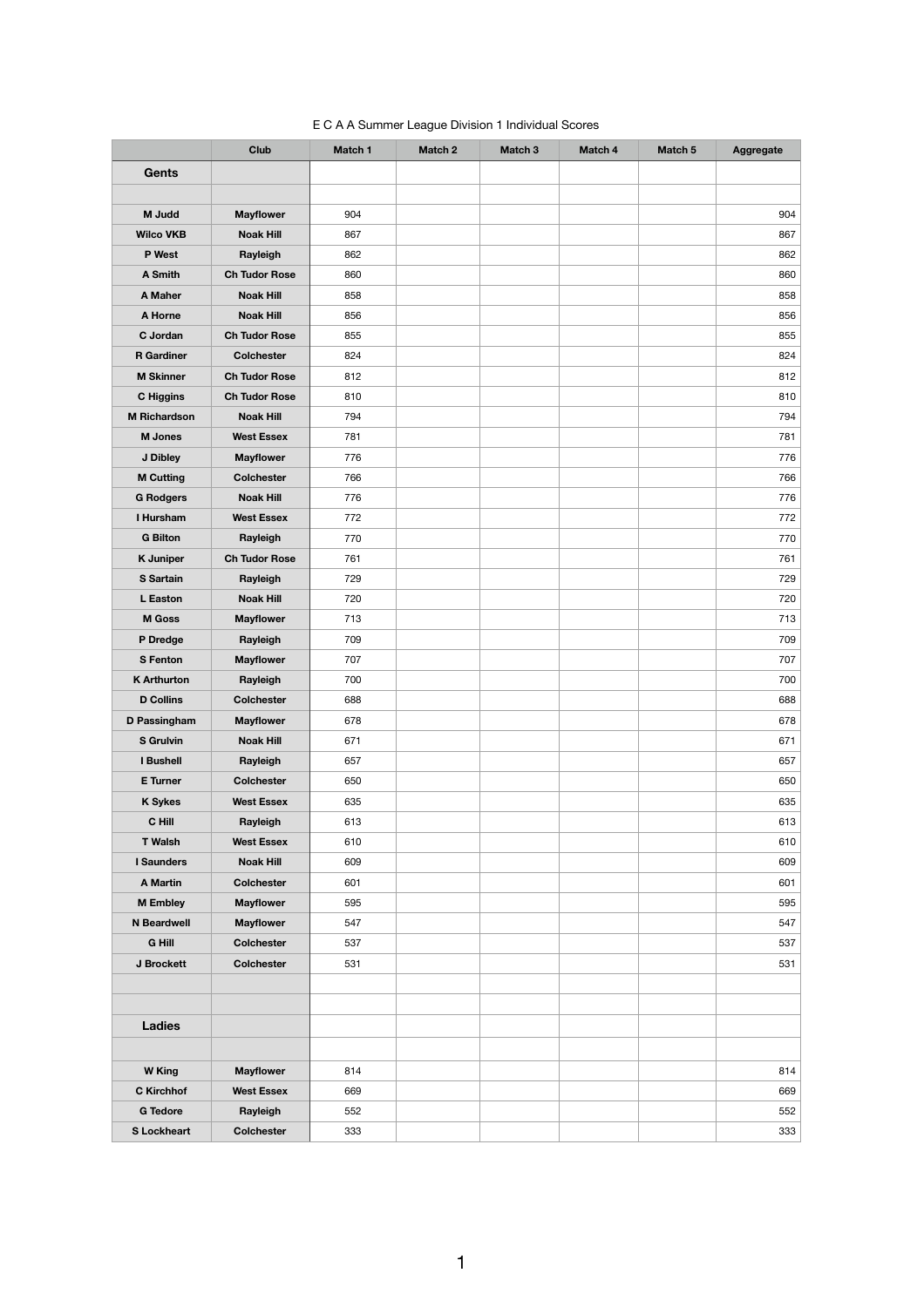E C A A Summer League Division 1 Individual Scores

| | Club | Match 1 | Match 2 | Match 3 | Match 4 | Match 5 | Aggregate |
|---|---|---|---|---|---|---|---|
| **Gents** | | | | | | | |
| | | | | | | | |
| M Judd | Mayflower | 904 | | | | | 904 |
| Wilco VKB | Noak Hill | 867 | | | | | 867 |
| P West | Rayleigh | 862 | | | | | 862 |
| A Smith | Ch Tudor Rose | 860 | | | | | 860 |
| A Maher | Noak Hill | 858 | | | | | 858 |
| A Horne | Noak Hill | 856 | | | | | 856 |
| C Jordan | Ch Tudor Rose | 855 | | | | | 855 |
| R Gardiner | Colchester | 824 | | | | | 824 |
| M Skinner | Ch Tudor Rose | 812 | | | | | 812 |
| C Higgins | Ch Tudor Rose | 810 | | | | | 810 |
| M Richardson | Noak Hill | 794 | | | | | 794 |
| M Jones | West Essex | 781 | | | | | 781 |
| J Dibley | Mayflower | 776 | | | | | 776 |
| M Cutting | Colchester | 766 | | | | | 766 |
| G Rodgers | Noak Hill | 776 | | | | | 776 |
| I Hursham | West Essex | 772 | | | | | 772 |
| G Bilton | Rayleigh | 770 | | | | | 770 |
| K Juniper | Ch Tudor Rose | 761 | | | | | 761 |
| S Sartain | Rayleigh | 729 | | | | | 729 |
| L Easton | Noak Hill | 720 | | | | | 720 |
| M Goss | Mayflower | 713 | | | | | 713 |
| P Dredge | Rayleigh | 709 | | | | | 709 |
| S Fenton | Mayflower | 707 | | | | | 707 |
| K Arthurton | Rayleigh | 700 | | | | | 700 |
| D Collins | Colchester | 688 | | | | | 688 |
| D Passingham | Mayflower | 678 | | | | | 678 |
| S Grulvin | Noak Hill | 671 | | | | | 671 |
| I Bushell | Rayleigh | 657 | | | | | 657 |
| E Turner | Colchester | 650 | | | | | 650 |
| K Sykes | West Essex | 635 | | | | | 635 |
| C Hill | Rayleigh | 613 | | | | | 613 |
| T Walsh | West Essex | 610 | | | | | 610 |
| I Saunders | Noak Hill | 609 | | | | | 609 |
| A Martin | Colchester | 601 | | | | | 601 |
| M Embley | Mayflower | 595 | | | | | 595 |
| N Beardwell | Mayflower | 547 | | | | | 547 |
| G Hill | Colchester | 537 | | | | | 537 |
| J Brockett | Colchester | 531 | | | | | 531 |
| | | | | | | | |
| | | | | | | | |
| **Ladies** | | | | | | | |
| | | | | | | | |
| W King | Mayflower | 814 | | | | | 814 |
| C Kirchhof | West Essex | 669 | | | | | 669 |
| G Tedore | Rayleigh | 552 | | | | | 552 |
| S Lockheart | Colchester | 333 | | | | | 333 |